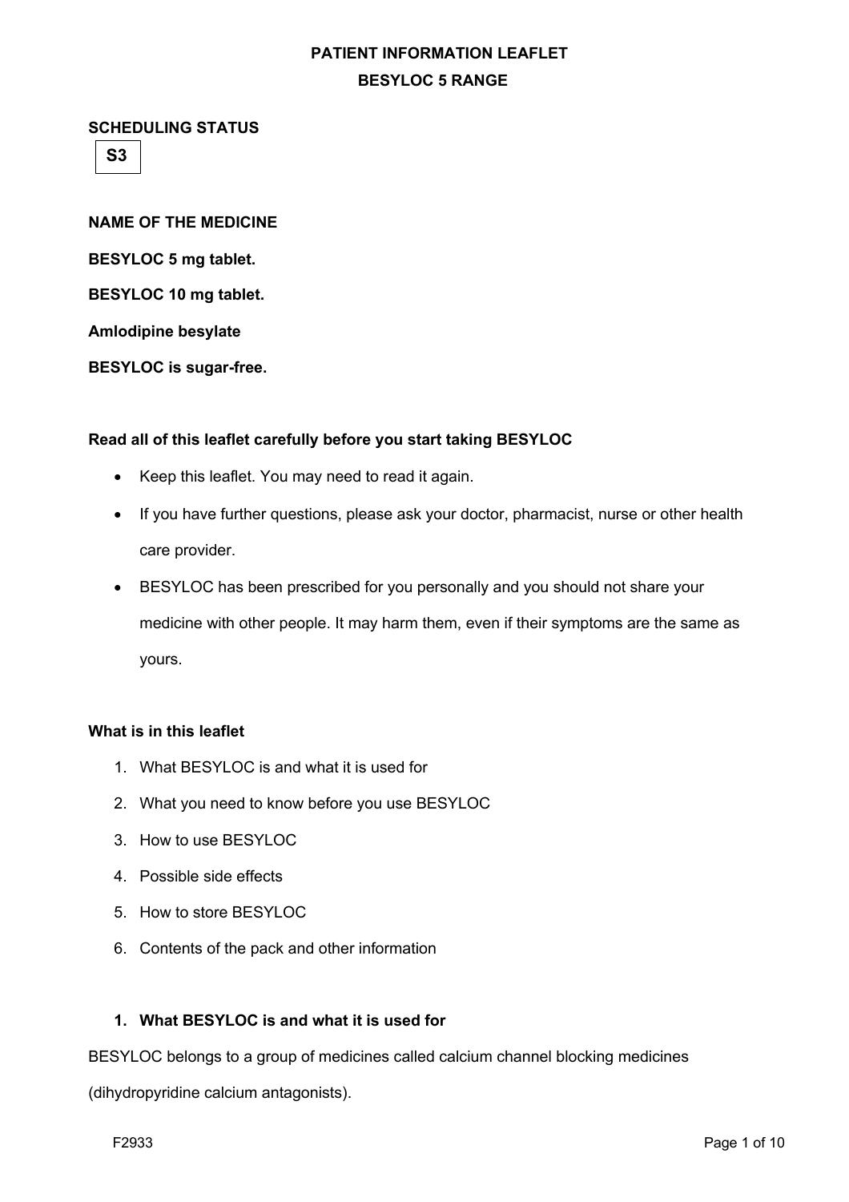# PATIENT INFORMATION LEAFLET

## BESYLOC 5 RANGE

**SCHEDULING STATUS**

**S3**

**NAME OF THE MEDICINE**

**BESYLOC 5 mg tablet.**

**BESYLOC 10 mg tablet.**

**Amlodipine besylate**

**BESYLOC is sugar-free.**

**Read all of this leaflet carefully before you start taking BESYLOC**

- Keep this leaflet. You may need to read it again.
- If you have further questions, please ask your doctor, pharmacist, nurse or other health care provider.
- BESYLOC has been prescribed for you personally and you should not share your medicine with other people. It may harm them, even if their symptoms are the same as yours.

**What is in this leaflet**

1. What BESYLOC is and what it is used for
2. What you need to know before you use BESYLOC
3. How to use BESYLOC
4. Possible side effects
5. How to store BESYLOC
6. Contents of the pack and other information

### 1. What BESYLOC is and what it is used for

BESYLOC belongs to a group of medicines called calcium channel blocking medicines (dihydropyridine calcium antagonists).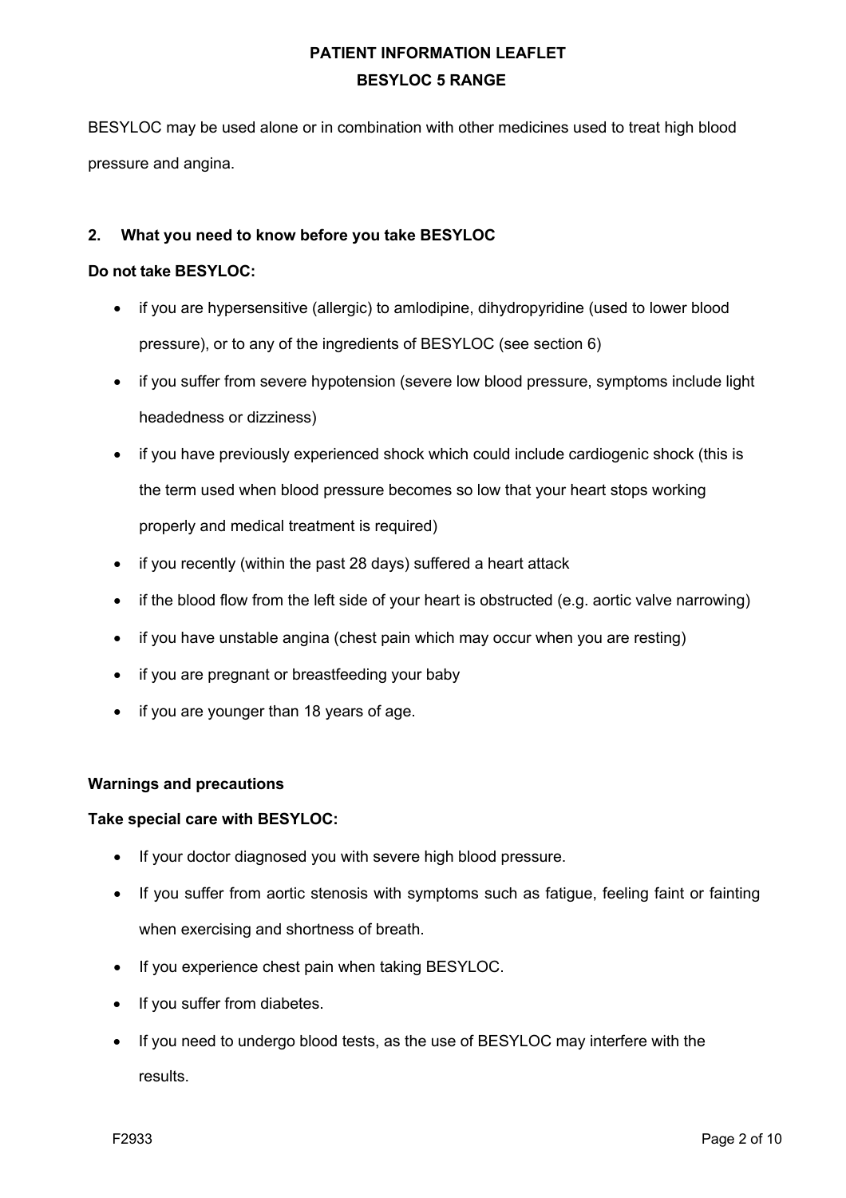BESYLOC may be used alone or in combination with other medicines used to treat high blood pressure and angina.

## 2. What you need to know before you take BESYLOC

**Do not take BESYLOC:**

- if you are hypersensitive (allergic) to amlodipine, dihydropyridine (used to lower blood pressure), or to any of the ingredients of BESYLOC (see section 6)
- if you suffer from severe hypotension (severe low blood pressure, symptoms include light headedness or dizziness)
- if you have previously experienced shock which could include cardiogenic shock (this is the term used when blood pressure becomes so low that your heart stops working properly and medical treatment is required)
- if you recently (within the past 28 days) suffered a heart attack
- if the blood flow from the left side of your heart is obstructed (e.g. aortic valve narrowing)
- if you have unstable angina (chest pain which may occur when you are resting)
- if you are pregnant or breastfeeding your baby
- if you are younger than 18 years of age.

**Warnings and precautions**

**Take special care with BESYLOC:**

- If your doctor diagnosed you with severe high blood pressure.
- If you suffer from aortic stenosis with symptoms such as fatigue, feeling faint or fainting when exercising and shortness of breath.
- If you experience chest pain when taking BESYLOC.
- If you suffer from diabetes.
- If you need to undergo blood tests, as the use of BESYLOC may interfere with the results.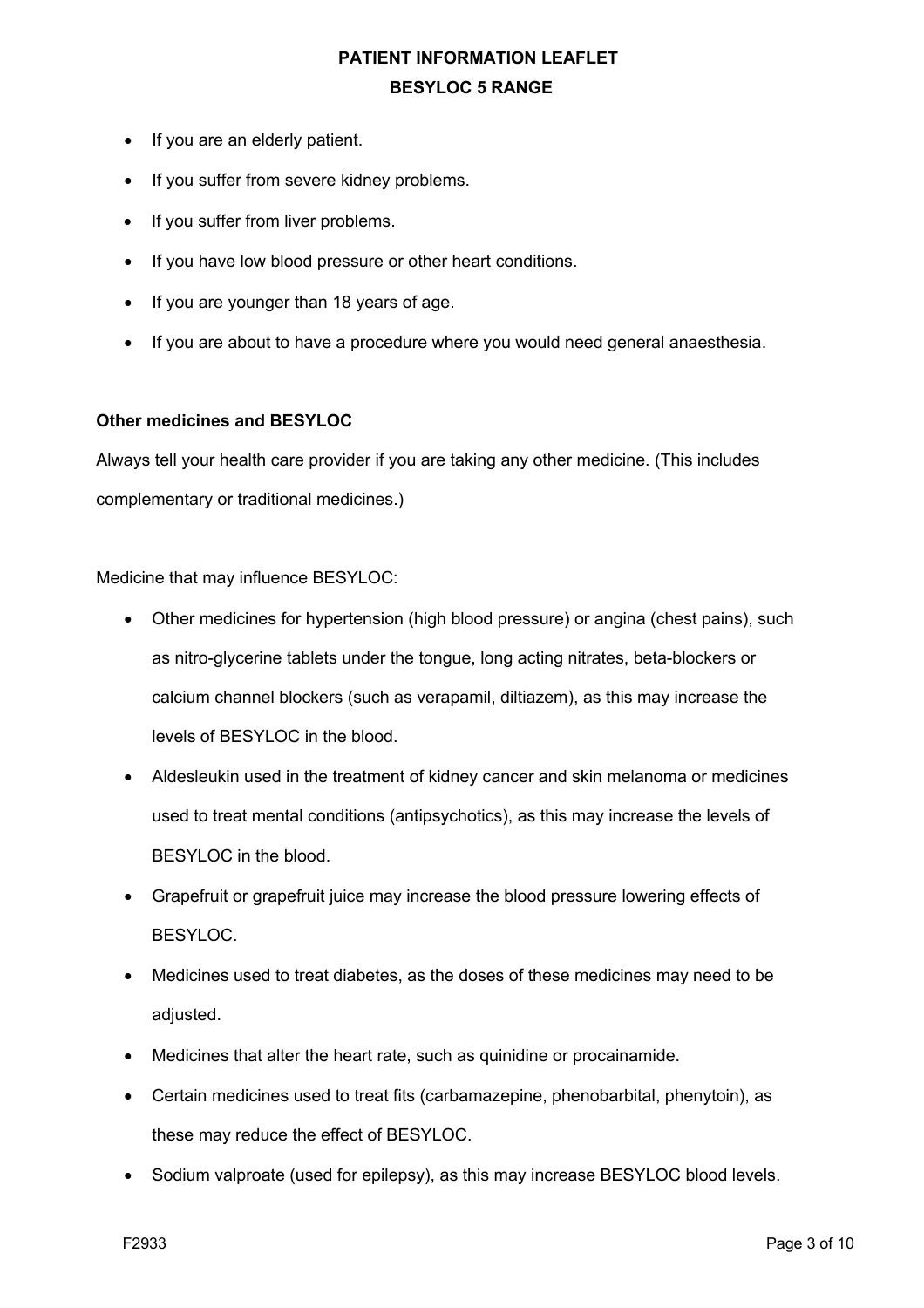- If you are an elderly patient.
- If you suffer from severe kidney problems.
- If you suffer from liver problems.
- If you have low blood pressure or other heart conditions.
- If you are younger than 18 years of age.
- If you are about to have a procedure where you would need general anaesthesia.

**Other medicines and BESYLOC**

Always tell your health care provider if you are taking any other medicine. (This includes complementary or traditional medicines.)

Medicine that may influence BESYLOC:

- Other medicines for hypertension (high blood pressure) or angina (chest pains), such as nitro-glycerine tablets under the tongue, long acting nitrates, beta-blockers or calcium channel blockers (such as verapamil, diltiazem), as this may increase the levels of BESYLOC in the blood.
- Aldesleukin used in the treatment of kidney cancer and skin melanoma or medicines used to treat mental conditions (antipsychotics), as this may increase the levels of BESYLOC in the blood.
- Grapefruit or grapefruit juice may increase the blood pressure lowering effects of BESYLOC.
- Medicines used to treat diabetes, as the doses of these medicines may need to be adjusted.
- Medicines that alter the heart rate, such as quinidine or procainamide.
- Certain medicines used to treat fits (carbamazepine, phenobarbital, phenytoin), as these may reduce the effect of BESYLOC.
- Sodium valproate (used for epilepsy), as this may increase BESYLOC blood levels.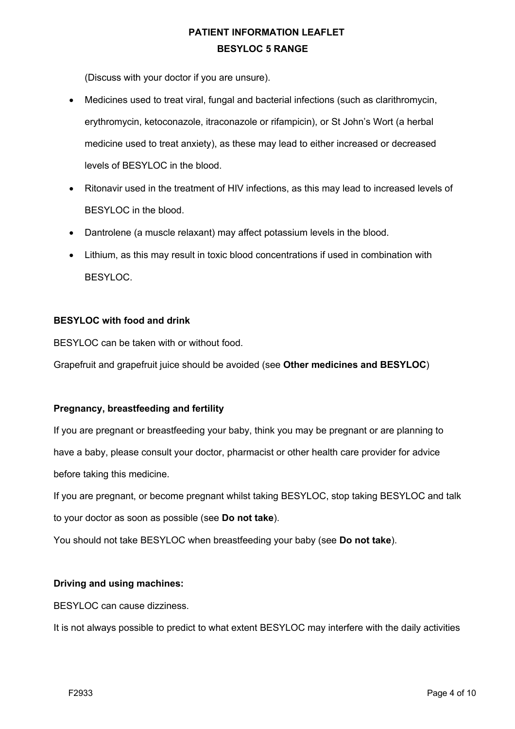(Discuss with your doctor if you are unsure).

- Medicines used to treat viral, fungal and bacterial infections (such as clarithromycin, erythromycin, ketoconazole, itraconazole or rifampicin), or St John's Wort (a herbal medicine used to treat anxiety), as these may lead to either increased or decreased levels of BESYLOC in the blood.
- Ritonavir used in the treatment of HIV infections, as this may lead to increased levels of BESYLOC in the blood.
- Dantrolene (a muscle relaxant) may affect potassium levels in the blood.
- Lithium, as this may result in toxic blood concentrations if used in combination with BESYLOC.

**BESYLOC with food and drink**

BESYLOC can be taken with or without food.

Grapefruit and grapefruit juice should be avoided (see **Other medicines and BESYLOC**)

**Pregnancy, breastfeeding and fertility**

If you are pregnant or breastfeeding your baby, think you may be pregnant or are planning to have a baby, please consult your doctor, pharmacist or other health care provider for advice before taking this medicine.

If you are pregnant, or become pregnant whilst taking BESYLOC, stop taking BESYLOC and talk to your doctor as soon as possible (see **Do not take**).

You should not take BESYLOC when breastfeeding your baby (see **Do not take**).

**Driving and using machines:**

BESYLOC can cause dizziness.

It is not always possible to predict to what extent BESYLOC may interfere with the daily activities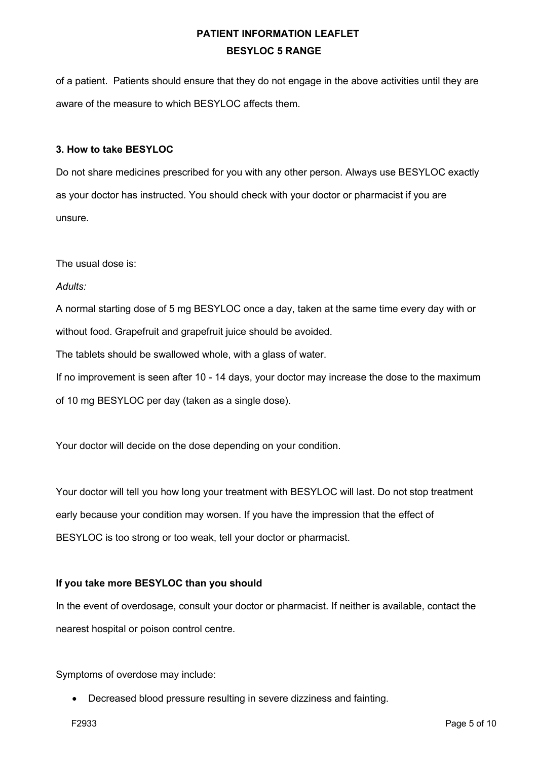of a patient. Patients should ensure that they do not engage in the above activities until they are aware of the measure to which BESYLOC affects them.

**3. How to take BESYLOC**

Do not share medicines prescribed for you with any other person. Always use BESYLOC exactly as your doctor has instructed. You should check with your doctor or pharmacist if you are unsure.

The usual dose is:

*Adults:*

A normal starting dose of 5 mg BESYLOC once a day, taken at the same time every day with or without food. Grapefruit and grapefruit juice should be avoided.

The tablets should be swallowed whole, with a glass of water.

If no improvement is seen after 10 - 14 days, your doctor may increase the dose to the maximum of 10 mg BESYLOC per day (taken as a single dose).

Your doctor will decide on the dose depending on your condition.

Your doctor will tell you how long your treatment with BESYLOC will last. Do not stop treatment early because your condition may worsen. If you have the impression that the effect of BESYLOC is too strong or too weak, tell your doctor or pharmacist.

**If you take more BESYLOC than you should**

In the event of overdosage, consult your doctor or pharmacist. If neither is available, contact the nearest hospital or poison control centre.

Symptoms of overdose may include:

- Decreased blood pressure resulting in severe dizziness and fainting.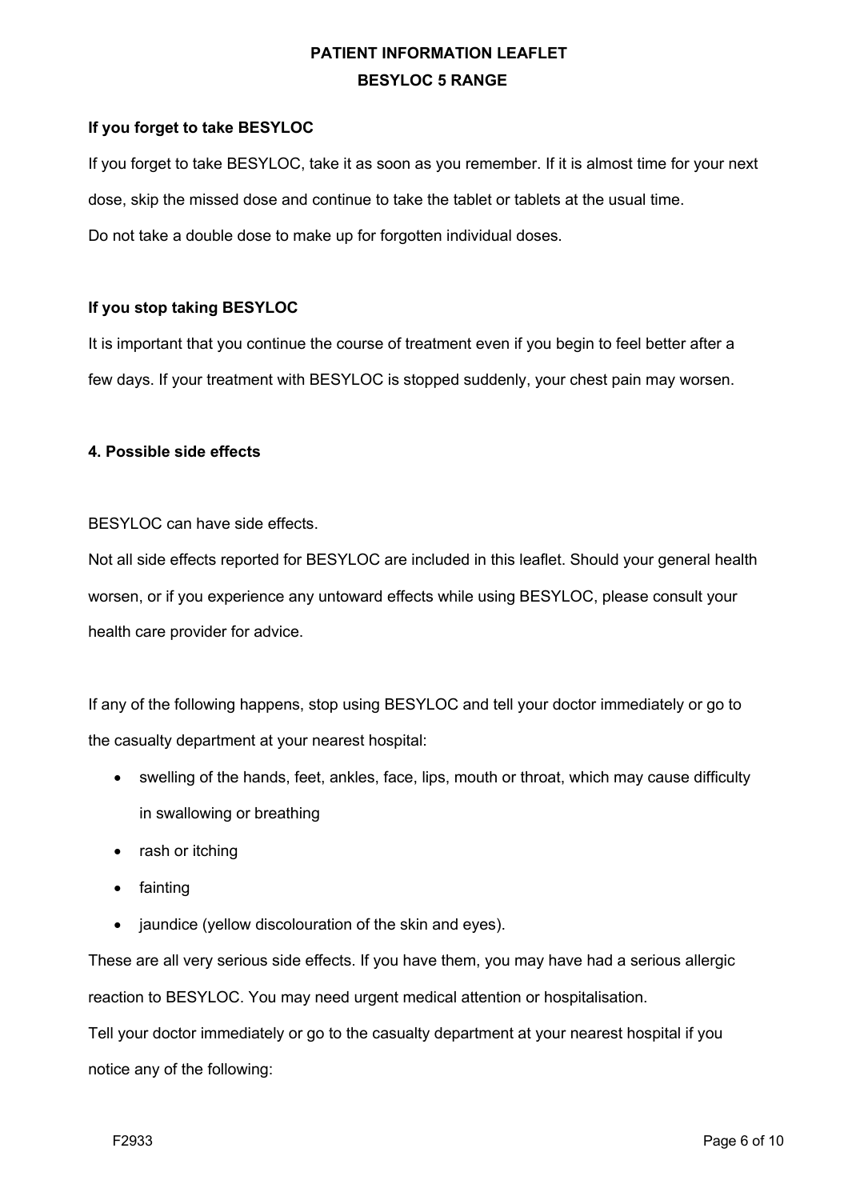### If you forget to take BESYLOC

If you forget to take BESYLOC, take it as soon as you remember. If it is almost time for your next dose, skip the missed dose and continue to take the tablet or tablets at the usual time.

Do not take a double dose to make up for forgotten individual doses.

### If you stop taking BESYLOC

It is important that you continue the course of treatment even if you begin to feel better after a few days. If your treatment with BESYLOC is stopped suddenly, your chest pain may worsen.

## 4. Possible side effects

BESYLOC can have side effects.

Not all side effects reported for BESYLOC are included in this leaflet. Should your general health worsen, or if you experience any untoward effects while using BESYLOC, please consult your health care provider for advice.

If any of the following happens, stop using BESYLOC and tell your doctor immediately or go to the casualty department at your nearest hospital:

- swelling of the hands, feet, ankles, face, lips, mouth or throat, which may cause difficulty in swallowing or breathing
- rash or itching
- fainting
- jaundice (yellow discolouration of the skin and eyes).

These are all very serious side effects. If you have them, you may have had a serious allergic reaction to BESYLOC. You may need urgent medical attention or hospitalisation.

Tell your doctor immediately or go to the casualty department at your nearest hospital if you notice any of the following: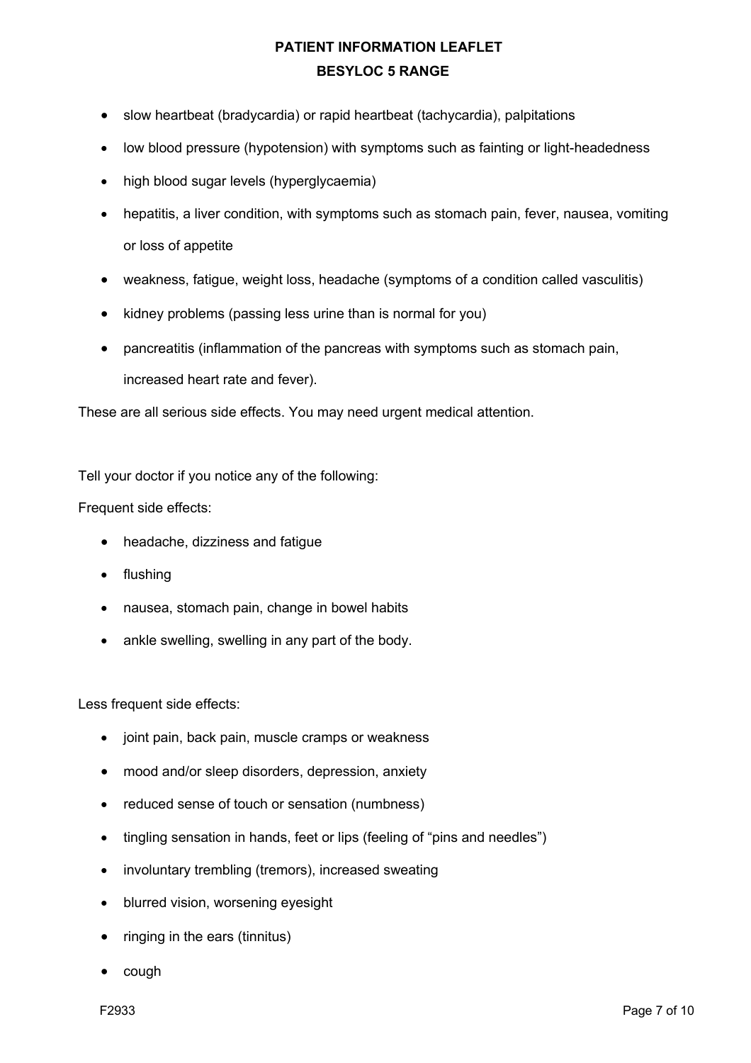- slow heartbeat (bradycardia) or rapid heartbeat (tachycardia), palpitations
- low blood pressure (hypotension) with symptoms such as fainting or light-headedness
- high blood sugar levels (hyperglycaemia)
- hepatitis, a liver condition, with symptoms such as stomach pain, fever, nausea, vomiting or loss of appetite
- weakness, fatigue, weight loss, headache (symptoms of a condition called vasculitis)
- kidney problems (passing less urine than is normal for you)
- pancreatitis (inflammation of the pancreas with symptoms such as stomach pain, increased heart rate and fever).

These are all serious side effects. You may need urgent medical attention.

Tell your doctor if you notice any of the following:

Frequent side effects:

- headache, dizziness and fatigue
- flushing
- nausea, stomach pain, change in bowel habits
- ankle swelling, swelling in any part of the body.

Less frequent side effects:

- joint pain, back pain, muscle cramps or weakness
- mood and/or sleep disorders, depression, anxiety
- reduced sense of touch or sensation (numbness)
- tingling sensation in hands, feet or lips (feeling of "pins and needles")
- involuntary trembling (tremors), increased sweating
- blurred vision, worsening eyesight
- ringing in the ears (tinnitus)
- cough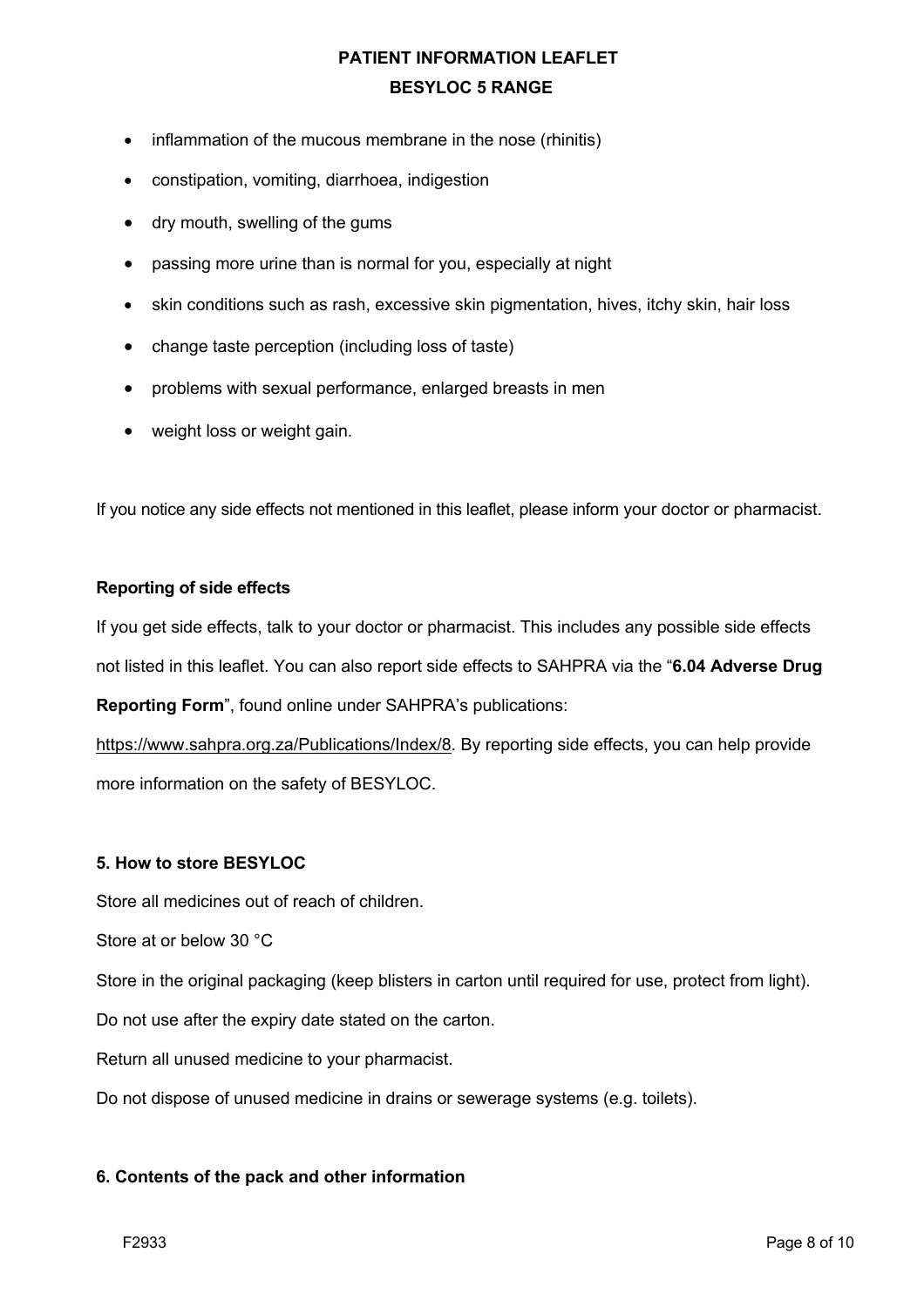- inflammation of the mucous membrane in the nose (rhinitis)
- constipation, vomiting, diarrhoea, indigestion
- dry mouth, swelling of the gums
- passing more urine than is normal for you, especially at night
- skin conditions such as rash, excessive skin pigmentation, hives, itchy skin, hair loss
- change taste perception (including loss of taste)
- problems with sexual performance, enlarged breasts in men
- weight loss or weight gain.

If you notice any side effects not mentioned in this leaflet, please inform your doctor or pharmacist.

**Reporting of side effects**

If you get side effects, talk to your doctor or pharmacist. This includes any possible side effects not listed in this leaflet. You can also report side effects to SAHPRA via the "**6.04 Adverse Drug Reporting Form**", found online under SAHPRA's publications: https://www.sahpra.org.za/Publications/Index/8. By reporting side effects, you can help provide more information on the safety of BESYLOC.

**5. How to store BESYLOC**

Store all medicines out of reach of children.

Store at or below 30 °C

Store in the original packaging (keep blisters in carton until required for use, protect from light).

Do not use after the expiry date stated on the carton.

Return all unused medicine to your pharmacist.

Do not dispose of unused medicine in drains or sewerage systems (e.g. toilets).

**6. Contents of the pack and other information**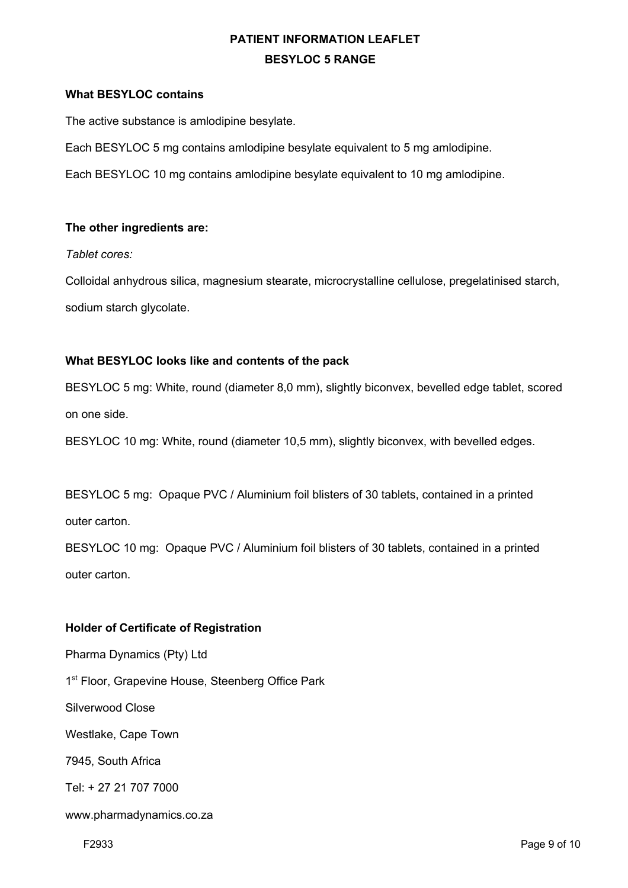**PATIENT INFORMATION LEAFLET**

**BESYLOC 5 RANGE**

**What BESYLOC contains**

The active substance is amlodipine besylate.

Each BESYLOC 5 mg contains amlodipine besylate equivalent to 5 mg amlodipine.

Each BESYLOC 10 mg contains amlodipine besylate equivalent to 10 mg amlodipine.

**The other ingredients are:**

*Tablet cores:*

Colloidal anhydrous silica, magnesium stearate, microcrystalline cellulose, pregelatinised starch, sodium starch glycolate.

**What BESYLOC looks like and contents of the pack**

BESYLOC 5 mg: White, round (diameter 8,0 mm), slightly biconvex, bevelled edge tablet, scored on one side.

BESYLOC 10 mg: White, round (diameter 10,5 mm), slightly biconvex, with bevelled edges.

BESYLOC 5 mg: Opaque PVC / Aluminium foil blisters of 30 tablets, contained in a printed outer carton.

BESYLOC 10 mg: Opaque PVC / Aluminium foil blisters of 30 tablets, contained in a printed outer carton.

**Holder of Certificate of Registration**

Pharma Dynamics (Pty) Ltd

1st Floor, Grapevine House, Steenberg Office Park

Silverwood Close

Westlake, Cape Town

7945, South Africa

Tel: + 27 21 707 7000

www.pharmadynamics.co.za

F2933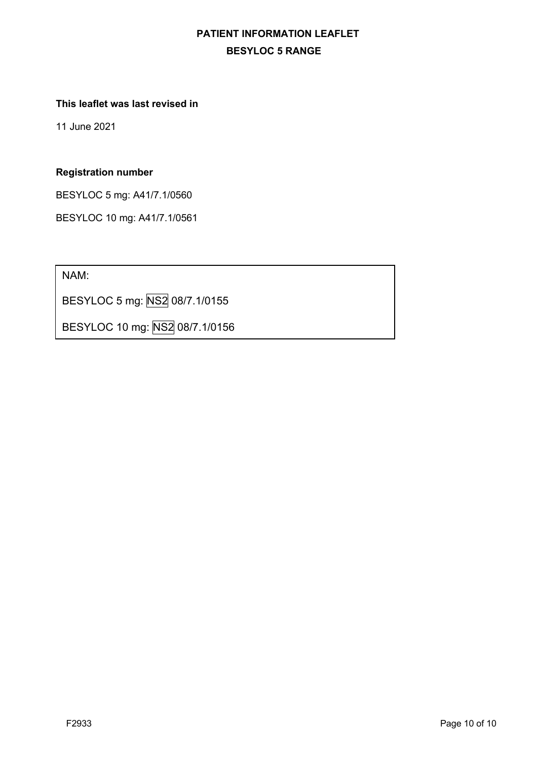**This leaflet was last revised in**

11 June 2021

**Registration number**

BESYLOC 5 mg: A41/7.1/0560

BESYLOC 10 mg: A41/7.1/0561

NAM:

BESYLOC 5 mg: NS2 08/7.1/0155

BESYLOC 10 mg: NS2 08/7.1/0156

F2933